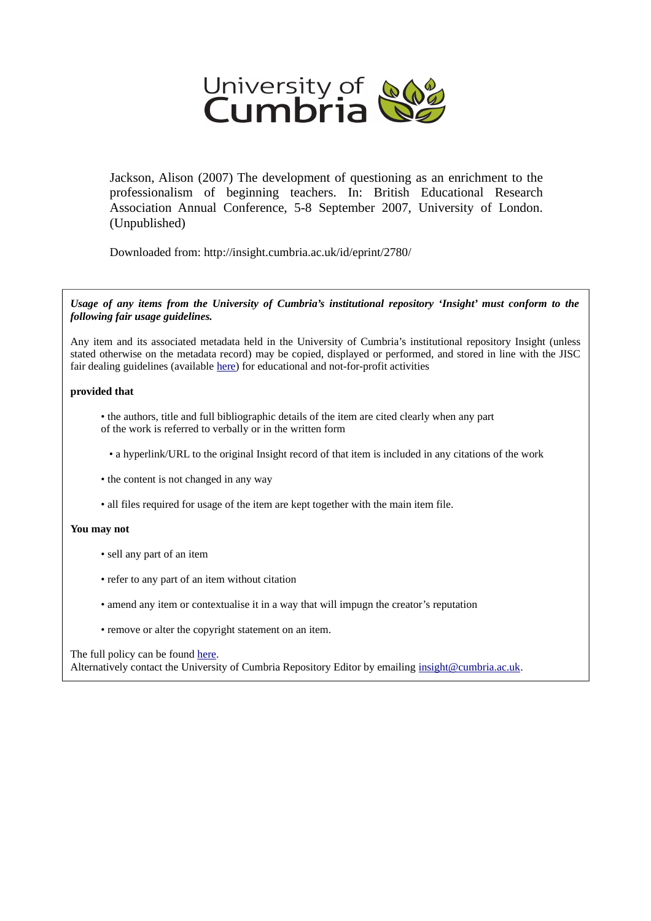University of Cumbria

Jackson, Alison (2007) The development of questioning as an enrichment to the professionalism of beginning teachers. In: British Educational Research Association Annual Conference, 5-8 September 2007, University of London. (Unpublished)

Downloaded from: http://insight.cumbria.ac.uk/id/eprint/2780/

***Usage of any items from the University of Cumbria's institutional repository 'Insight' must conform to the following fair usage guidelines.***

Any item and its associated metadata held in the University of Cumbria's institutional repository Insight (unless stated otherwise on the metadata record) may be copied, displayed or performed, and stored in line with the JISC fair dealing guidelines (available here) for educational and not-for-profit activities

**provided that**

- the authors, title and full bibliographic details of the item are cited clearly when any part of the work is referred to verbally or in the written form
- a hyperlink/URL to the original Insight record of that item is included in any citations of the work
- the content is not changed in any way
- all files required for usage of the item are kept together with the main item file.

**You may not**

- sell any part of an item
- refer to any part of an item without citation
- amend any item or contextualise it in a way that will impugn the creator's reputation
- remove or alter the copyright statement on an item.

The full policy can be found here.
Alternatively contact the University of Cumbria Repository Editor by emailing insight@cumbria.ac.uk.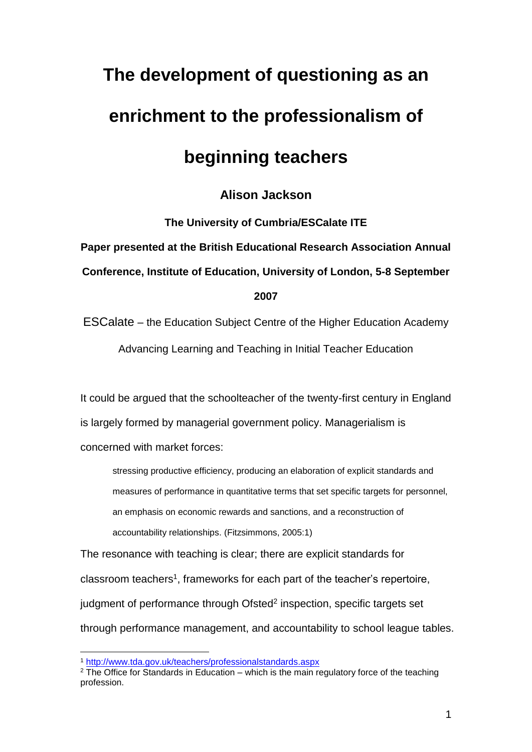# The development of questioning as an enrichment to the professionalism of beginning teachers

**Alison Jackson**

**The University of Cumbria/ESCalate ITE**

**Paper presented at the British Educational Research Association Annual Conference, Institute of Education, University of London, 5-8 September 2007**

ESCalate – the Education Subject Centre of the Higher Education Academy

Advancing Learning and Teaching in Initial Teacher Education

It could be argued that the schoolteacher of the twenty-first century in England is largely formed by managerial government policy. Managerialism is concerned with market forces:

> stressing productive efficiency, producing an elaboration of explicit standards and measures of performance in quantitative terms that set specific targets for personnel, an emphasis on economic rewards and sanctions, and a reconstruction of accountability relationships. (Fitzsimmons, 2005:1)

The resonance with teaching is clear; there are explicit standards for classroom teachers[1], frameworks for each part of the teacher's repertoire, judgment of performance through Ofsted[2] inspection, specific targets set through performance management, and accountability to school league tables.

---

[1] http://www.tda.gov.uk/teachers/professionalstandards.aspx

[2] The Office for Standards in Education – which is the main regulatory force of the teaching profession.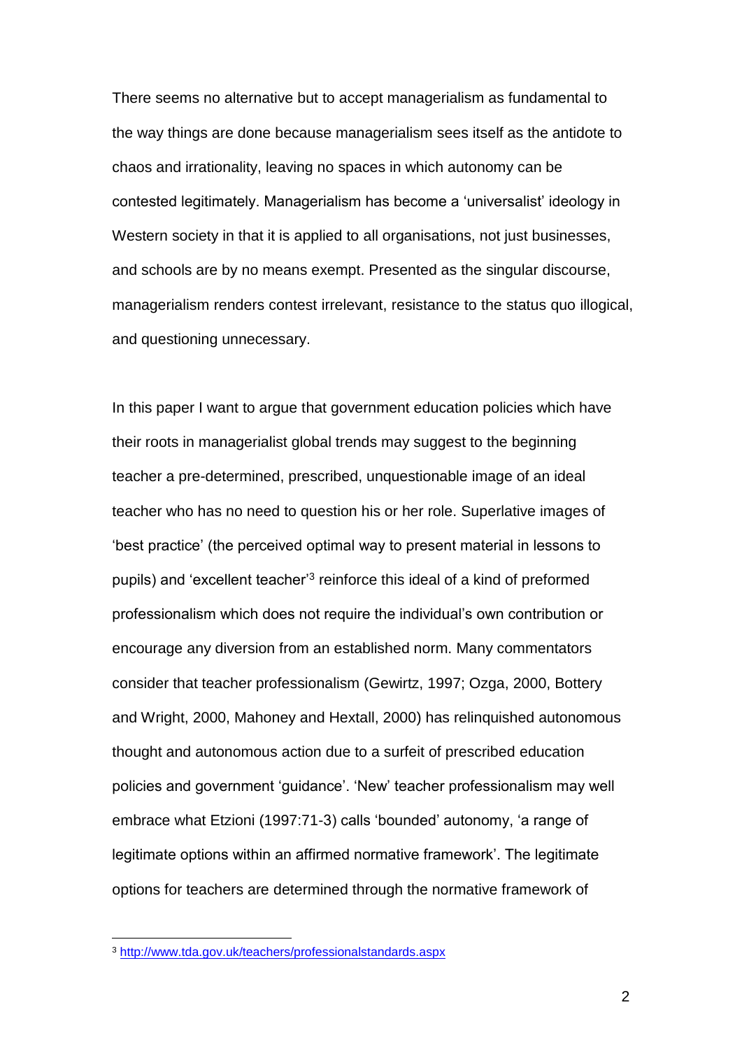There seems no alternative but to accept managerialism as fundamental to the way things are done because managerialism sees itself as the antidote to chaos and irrationality, leaving no spaces in which autonomy can be contested legitimately. Managerialism has become a 'universalist' ideology in Western society in that it is applied to all organisations, not just businesses, and schools are by no means exempt. Presented as the singular discourse, managerialism renders contest irrelevant, resistance to the status quo illogical, and questioning unnecessary.

In this paper I want to argue that government education policies which have their roots in managerialist global trends may suggest to the beginning teacher a pre-determined, prescribed, unquestionable image of an ideal teacher who has no need to question his or her role. Superlative images of 'best practice' (the perceived optimal way to present material in lessons to pupils) and 'excellent teacher'[3] reinforce this ideal of a kind of preformed professionalism which does not require the individual's own contribution or encourage any diversion from an established norm. Many commentators consider that teacher professionalism (Gewirtz, 1997; Ozga, 2000, Bottery and Wright, 2000, Mahoney and Hextall, 2000) has relinquished autonomous thought and autonomous action due to a surfeit of prescribed education policies and government 'guidance'. 'New' teacher professionalism may well embrace what Etzioni (1997:71-3) calls 'bounded' autonomy, 'a range of legitimate options within an affirmed normative framework'. The legitimate options for teachers are determined through the normative framework of

[3] http://www.tda.gov.uk/teachers/professionalstandards.aspx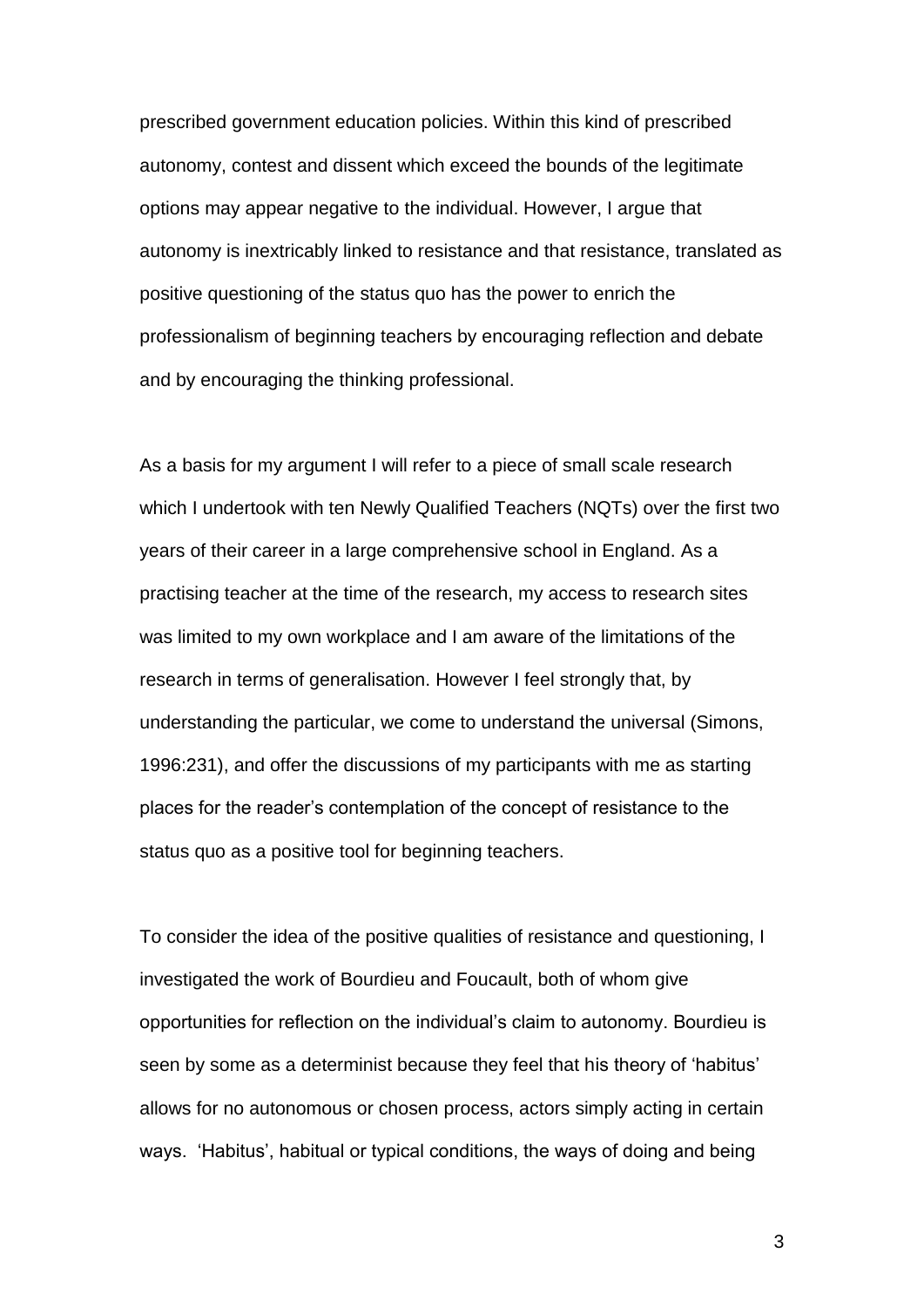prescribed government education policies. Within this kind of prescribed autonomy, contest and dissent which exceed the bounds of the legitimate options may appear negative to the individual. However, I argue that autonomy is inextricably linked to resistance and that resistance, translated as positive questioning of the status quo has the power to enrich the professionalism of beginning teachers by encouraging reflection and debate and by encouraging the thinking professional.

As a basis for my argument I will refer to a piece of small scale research which I undertook with ten Newly Qualified Teachers (NQTs) over the first two years of their career in a large comprehensive school in England. As a practising teacher at the time of the research, my access to research sites was limited to my own workplace and I am aware of the limitations of the research in terms of generalisation. However I feel strongly that, by understanding the particular, we come to understand the universal (Simons, 1996:231), and offer the discussions of my participants with me as starting places for the reader's contemplation of the concept of resistance to the status quo as a positive tool for beginning teachers.

To consider the idea of the positive qualities of resistance and questioning, I investigated the work of Bourdieu and Foucault, both of whom give opportunities for reflection on the individual's claim to autonomy. Bourdieu is seen by some as a determinist because they feel that his theory of 'habitus' allows for no autonomous or chosen process, actors simply acting in certain ways. 'Habitus', habitual or typical conditions, the ways of doing and being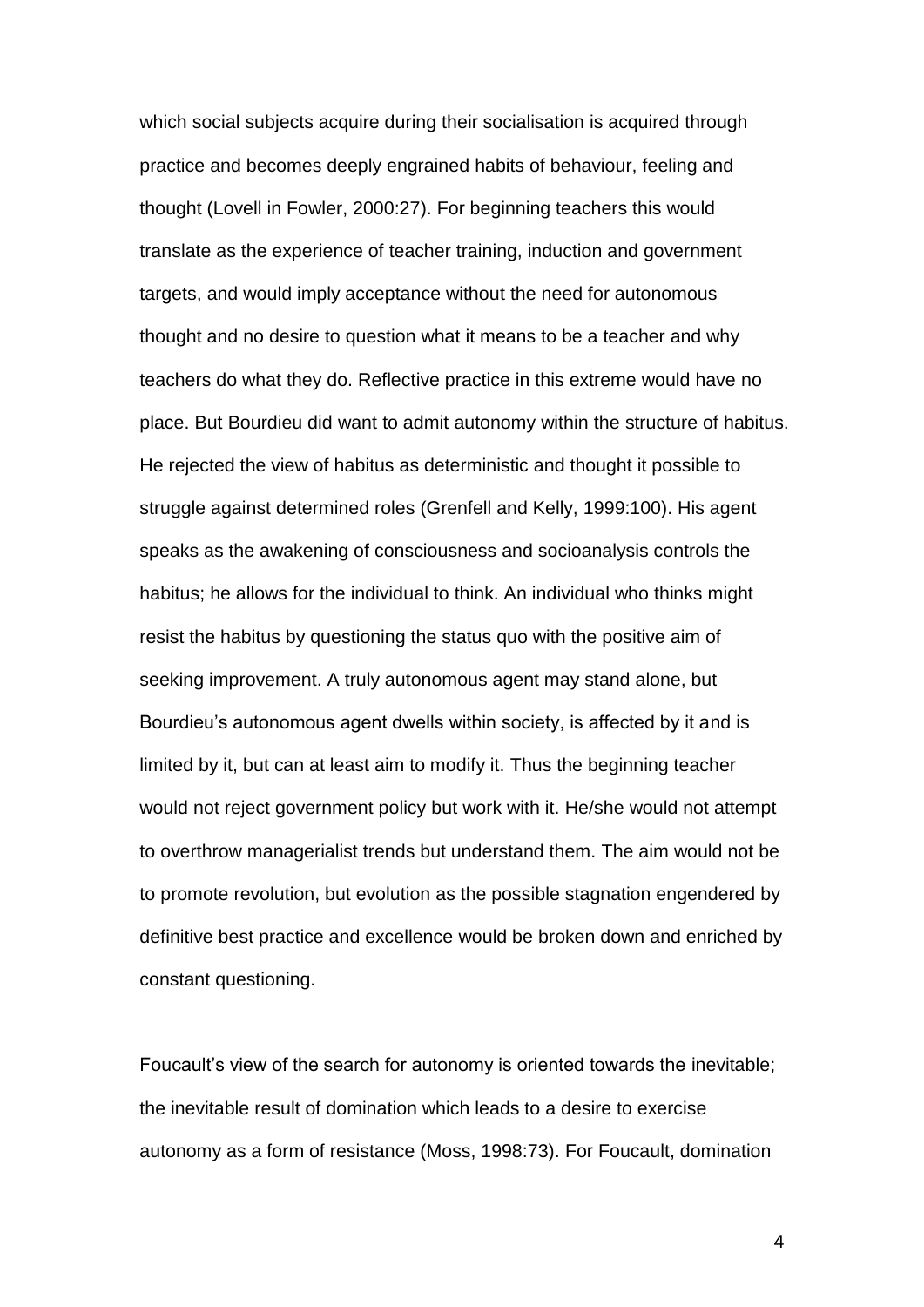which social subjects acquire during their socialisation is acquired through practice and becomes deeply engrained habits of behaviour, feeling and thought (Lovell in Fowler, 2000:27). For beginning teachers this would translate as the experience of teacher training, induction and government targets, and would imply acceptance without the need for autonomous thought and no desire to question what it means to be a teacher and why teachers do what they do. Reflective practice in this extreme would have no place. But Bourdieu did want to admit autonomy within the structure of habitus. He rejected the view of habitus as deterministic and thought it possible to struggle against determined roles (Grenfell and Kelly, 1999:100). His agent speaks as the awakening of consciousness and socioanalysis controls the habitus; he allows for the individual to think. An individual who thinks might resist the habitus by questioning the status quo with the positive aim of seeking improvement. A truly autonomous agent may stand alone, but Bourdieu's autonomous agent dwells within society, is affected by it and is limited by it, but can at least aim to modify it. Thus the beginning teacher would not reject government policy but work with it. He/she would not attempt to overthrow managerialist trends but understand them. The aim would not be to promote revolution, but evolution as the possible stagnation engendered by definitive best practice and excellence would be broken down and enriched by constant questioning.

Foucault's view of the search for autonomy is oriented towards the inevitable; the inevitable result of domination which leads to a desire to exercise autonomy as a form of resistance (Moss, 1998:73). For Foucault, domination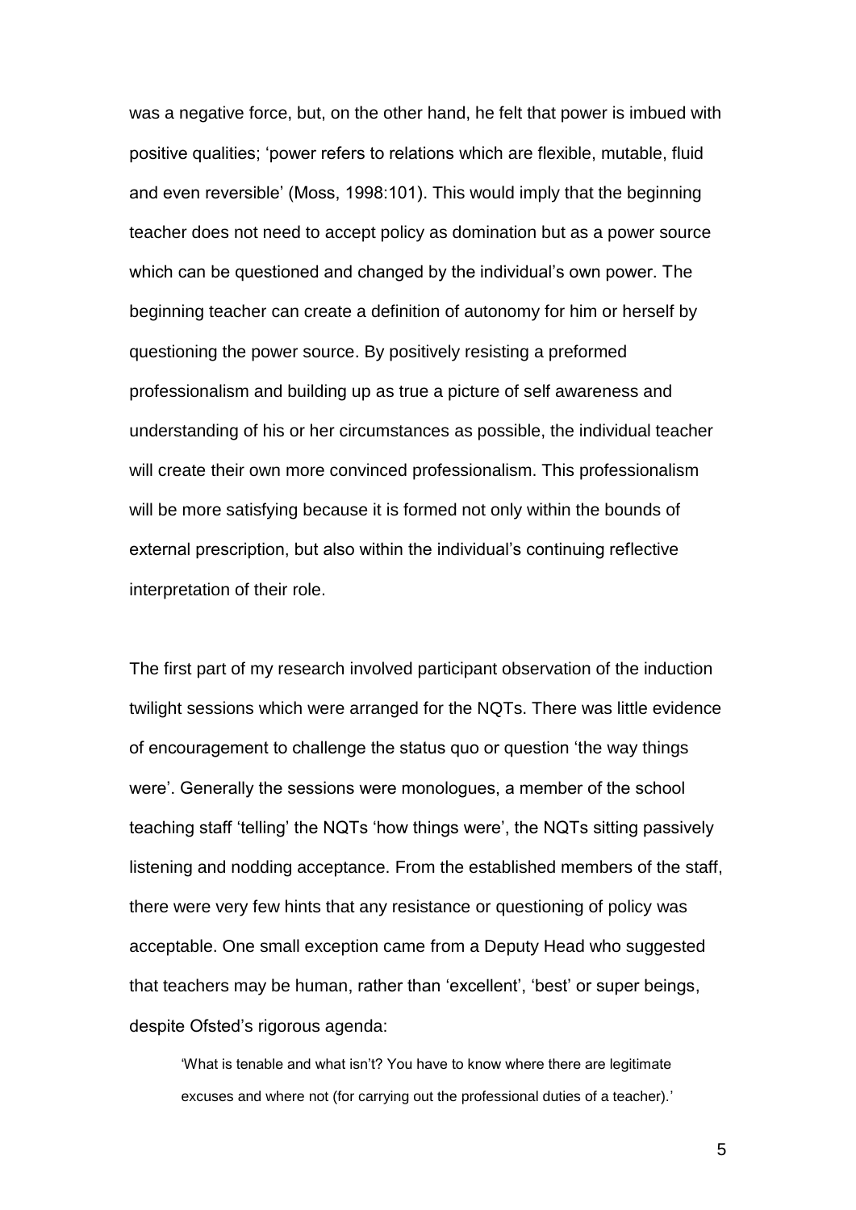was a negative force, but, on the other hand, he felt that power is imbued with positive qualities; 'power refers to relations which are flexible, mutable, fluid and even reversible' (Moss, 1998:101). This would imply that the beginning teacher does not need to accept policy as domination but as a power source which can be questioned and changed by the individual's own power. The beginning teacher can create a definition of autonomy for him or herself by questioning the power source. By positively resisting a preformed professionalism and building up as true a picture of self awareness and understanding of his or her circumstances as possible, the individual teacher will create their own more convinced professionalism. This professionalism will be more satisfying because it is formed not only within the bounds of external prescription, but also within the individual's continuing reflective interpretation of their role.

The first part of my research involved participant observation of the induction twilight sessions which were arranged for the NQTs. There was little evidence of encouragement to challenge the status quo or question 'the way things were'. Generally the sessions were monologues, a member of the school teaching staff 'telling' the NQTs 'how things were', the NQTs sitting passively listening and nodding acceptance. From the established members of the staff, there were very few hints that any resistance or questioning of policy was acceptable. One small exception came from a Deputy Head who suggested that teachers may be human, rather than 'excellent', 'best' or super beings, despite Ofsted's rigorous agenda:

> 'What is tenable and what isn't? You have to know where there are legitimate excuses and where not (for carrying out the professional duties of a teacher).'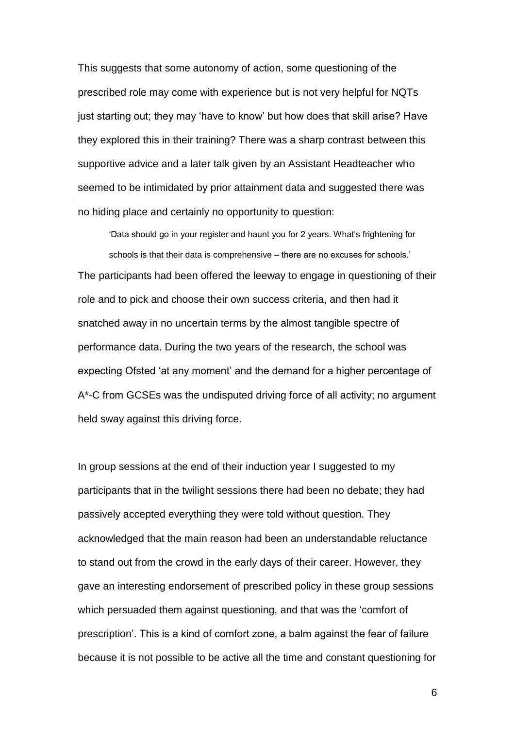This suggests that some autonomy of action, some questioning of the prescribed role may come with experience but is not very helpful for NQTs just starting out; they may 'have to know' but how does that skill arise? Have they explored this in their training? There was a sharp contrast between this supportive advice and a later talk given by an Assistant Headteacher who seemed to be intimidated by prior attainment data and suggested there was no hiding place and certainly no opportunity to question:

> 'Data should go in your register and haunt you for 2 years. What's frightening for schools is that their data is comprehensive – there are no excuses for schools.'

The participants had been offered the leeway to engage in questioning of their role and to pick and choose their own success criteria, and then had it snatched away in no uncertain terms by the almost tangible spectre of performance data. During the two years of the research, the school was expecting Ofsted 'at any moment' and the demand for a higher percentage of A*-C from GCSEs was the undisputed driving force of all activity; no argument held sway against this driving force.

In group sessions at the end of their induction year I suggested to my participants that in the twilight sessions there had been no debate; they had passively accepted everything they were told without question. They acknowledged that the main reason had been an understandable reluctance to stand out from the crowd in the early days of their career. However, they gave an interesting endorsement of prescribed policy in these group sessions which persuaded them against questioning, and that was the 'comfort of prescription'. This is a kind of comfort zone, a balm against the fear of failure because it is not possible to be active all the time and constant questioning for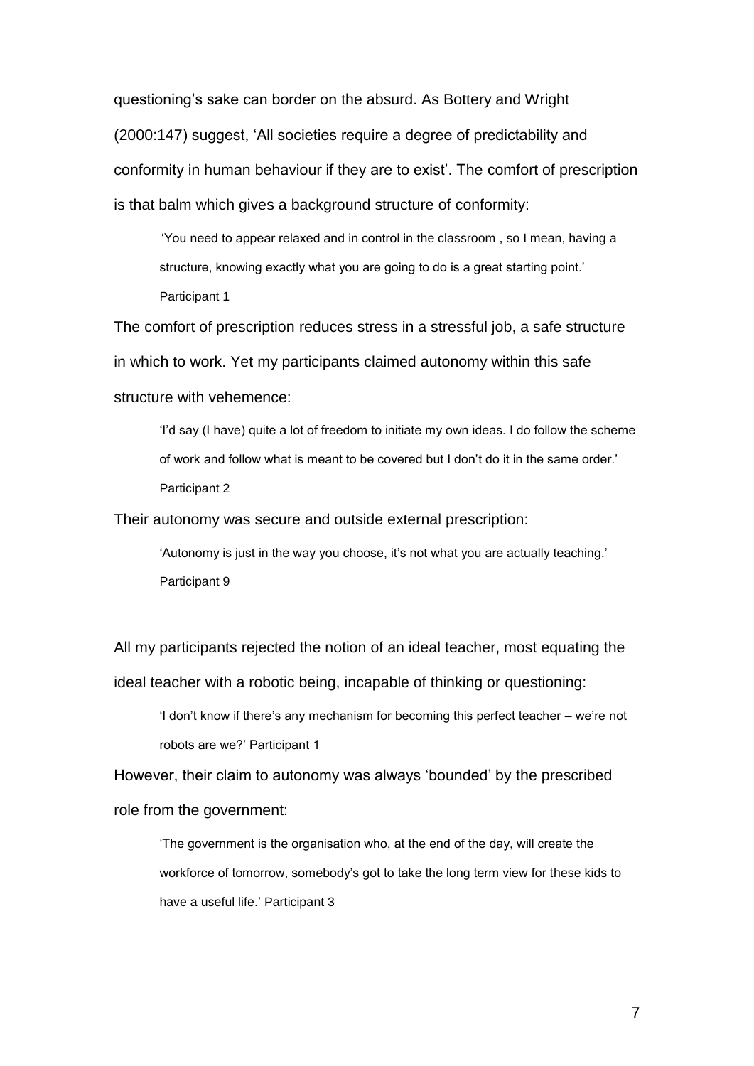questioning's sake can border on the absurd. As Bottery and Wright (2000:147) suggest, 'All societies require a degree of predictability and conformity in human behaviour if they are to exist'. The comfort of prescription is that balm which gives a background structure of conformity:

> 'You need to appear relaxed and in control in the classroom , so I mean, having a structure, knowing exactly what you are going to do is a great starting point.' Participant 1

The comfort of prescription reduces stress in a stressful job, a safe structure in which to work. Yet my participants claimed autonomy within this safe structure with vehemence:

> 'I'd say (I have) quite a lot of freedom to initiate my own ideas. I do follow the scheme of work and follow what is meant to be covered but I don't do it in the same order.' Participant 2

Their autonomy was secure and outside external prescription:

> 'Autonomy is just in the way you choose, it's not what you are actually teaching.' Participant 9

All my participants rejected the notion of an ideal teacher, most equating the ideal teacher with a robotic being, incapable of thinking or questioning:

> 'I don't know if there's any mechanism for becoming this perfect teacher – we're not robots are we?' Participant 1

However, their claim to autonomy was always 'bounded' by the prescribed role from the government:

> 'The government is the organisation who, at the end of the day, will create the workforce of tomorrow, somebody's got to take the long term view for these kids to have a useful life.' Participant 3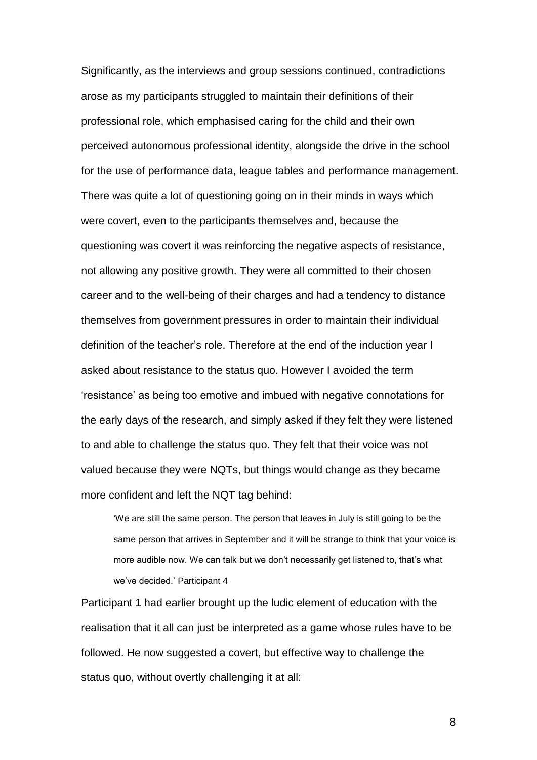Significantly, as the interviews and group sessions continued, contradictions arose as my participants struggled to maintain their definitions of their professional role, which emphasised caring for the child and their own perceived autonomous professional identity, alongside the drive in the school for the use of performance data, league tables and performance management. There was quite a lot of questioning going on in their minds in ways which were covert, even to the participants themselves and, because the questioning was covert it was reinforcing the negative aspects of resistance, not allowing any positive growth. They were all committed to their chosen career and to the well-being of their charges and had a tendency to distance themselves from government pressures in order to maintain their individual definition of the teacher's role. Therefore at the end of the induction year I asked about resistance to the status quo. However I avoided the term 'resistance' as being too emotive and imbued with negative connotations for the early days of the research, and simply asked if they felt they were listened to and able to challenge the status quo. They felt that their voice was not valued because they were NQTs, but things would change as they became more confident and left the NQT tag behind:

> 'We are still the same person. The person that leaves in July is still going to be the same person that arrives in September and it will be strange to think that your voice is more audible now. We can talk but we don't necessarily get listened to, that's what we've decided.' Participant 4

Participant 1 had earlier brought up the ludic element of education with the realisation that it all can just be interpreted as a game whose rules have to be followed. He now suggested a covert, but effective way to challenge the status quo, without overtly challenging it at all: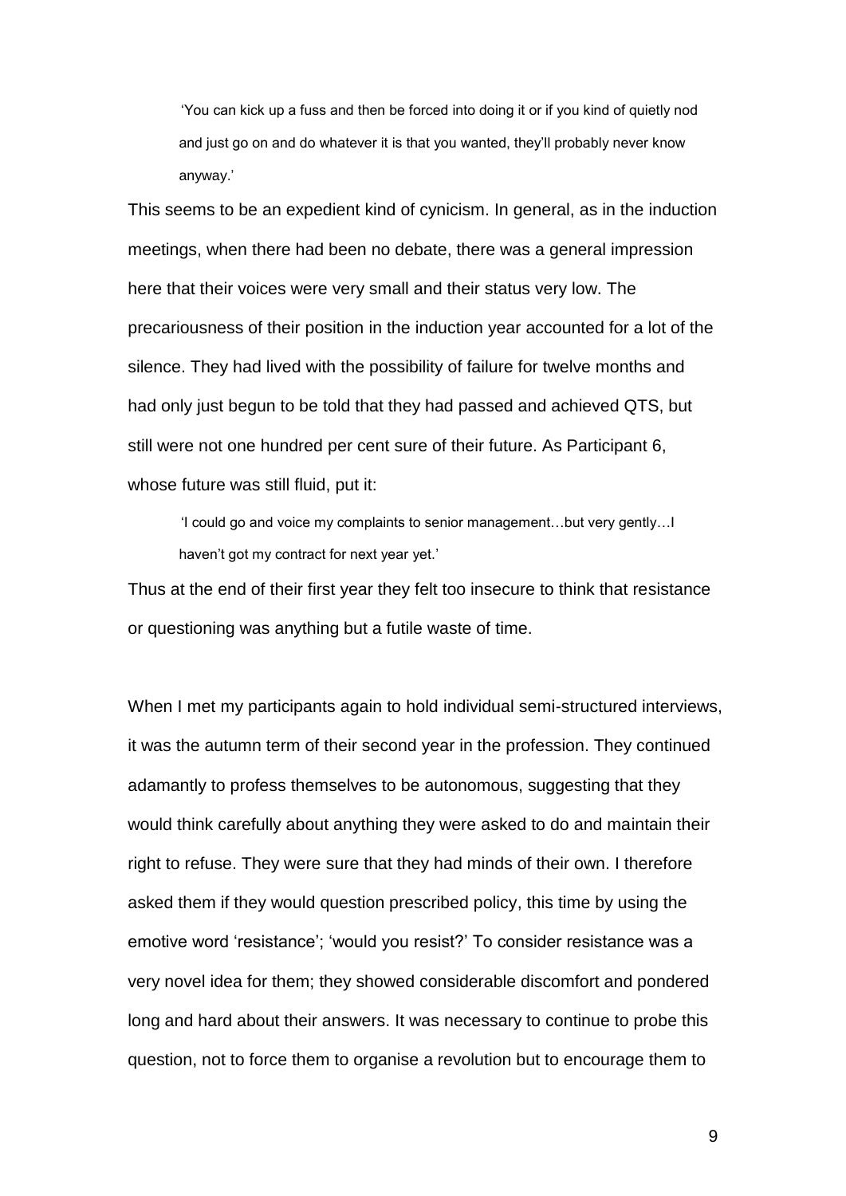> 'You can kick up a fuss and then be forced into doing it or if you kind of quietly nod and just go on and do whatever it is that you wanted, they'll probably never know anyway.'

This seems to be an expedient kind of cynicism. In general, as in the induction meetings, when there had been no debate, there was a general impression here that their voices were very small and their status very low. The precariousness of their position in the induction year accounted for a lot of the silence. They had lived with the possibility of failure for twelve months and had only just begun to be told that they had passed and achieved QTS, but still were not one hundred per cent sure of their future. As Participant 6, whose future was still fluid, put it:

> 'I could go and voice my complaints to senior management…but very gently…I haven't got my contract for next year yet.'

Thus at the end of their first year they felt too insecure to think that resistance or questioning was anything but a futile waste of time.

When I met my participants again to hold individual semi-structured interviews, it was the autumn term of their second year in the profession. They continued adamantly to profess themselves to be autonomous, suggesting that they would think carefully about anything they were asked to do and maintain their right to refuse. They were sure that they had minds of their own. I therefore asked them if they would question prescribed policy, this time by using the emotive word 'resistance'; 'would you resist?' To consider resistance was a very novel idea for them; they showed considerable discomfort and pondered long and hard about their answers. It was necessary to continue to probe this question, not to force them to organise a revolution but to encourage them to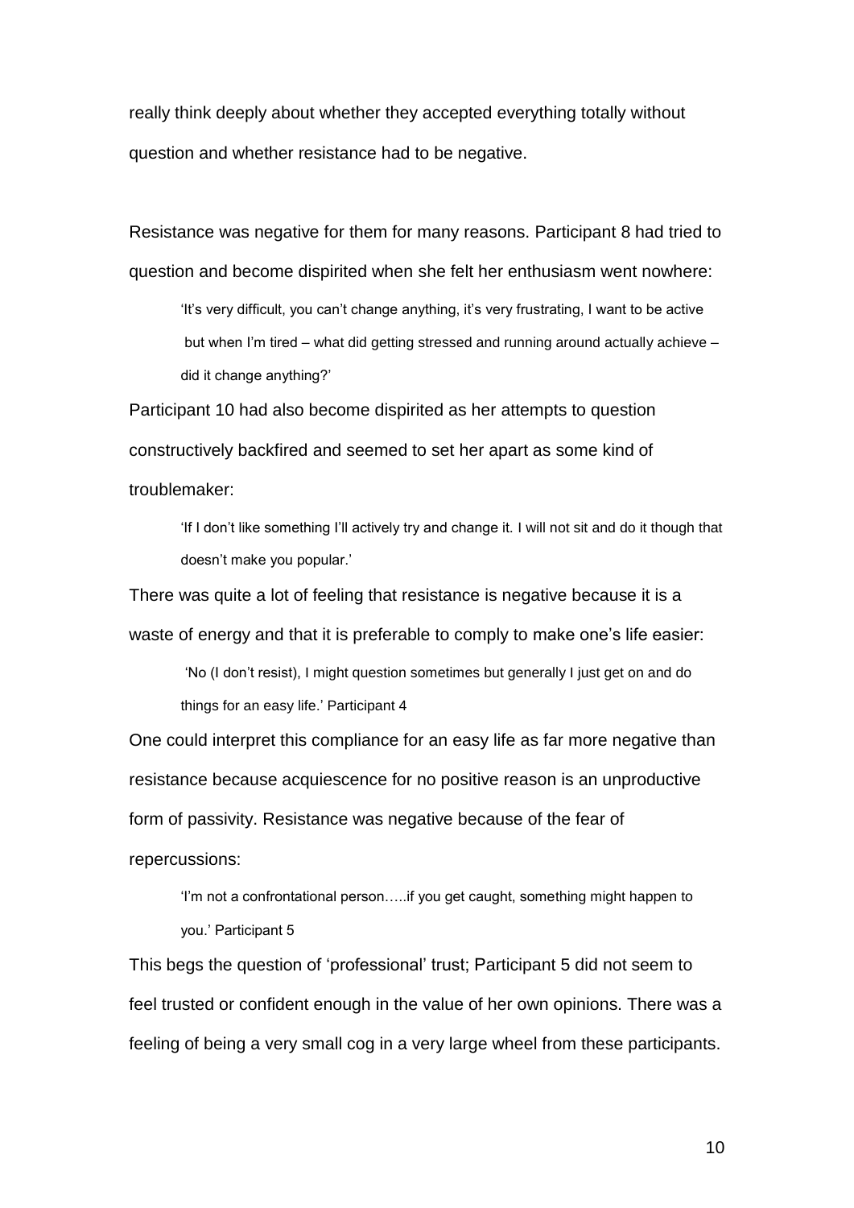really think deeply about whether they accepted everything totally without question and whether resistance had to be negative.

Resistance was negative for them for many reasons. Participant 8 had tried to question and become dispirited when she felt her enthusiasm went nowhere:

> 'It's very difficult, you can't change anything, it's very frustrating, I want to be active but when I'm tired – what did getting stressed and running around actually achieve – did it change anything?'

Participant 10 had also become dispirited as her attempts to question constructively backfired and seemed to set her apart as some kind of troublemaker:

> 'If I don't like something I'll actively try and change it. I will not sit and do it though that doesn't make you popular.'

There was quite a lot of feeling that resistance is negative because it is a waste of energy and that it is preferable to comply to make one's life easier:

> 'No (I don't resist), I might question sometimes but generally I just get on and do things for an easy life.' Participant 4

One could interpret this compliance for an easy life as far more negative than resistance because acquiescence for no positive reason is an unproductive form of passivity. Resistance was negative because of the fear of repercussions:

> 'I'm not a confrontational person…..if you get caught, something might happen to you.' Participant 5

This begs the question of 'professional' trust; Participant 5 did not seem to feel trusted or confident enough in the value of her own opinions. There was a feeling of being a very small cog in a very large wheel from these participants.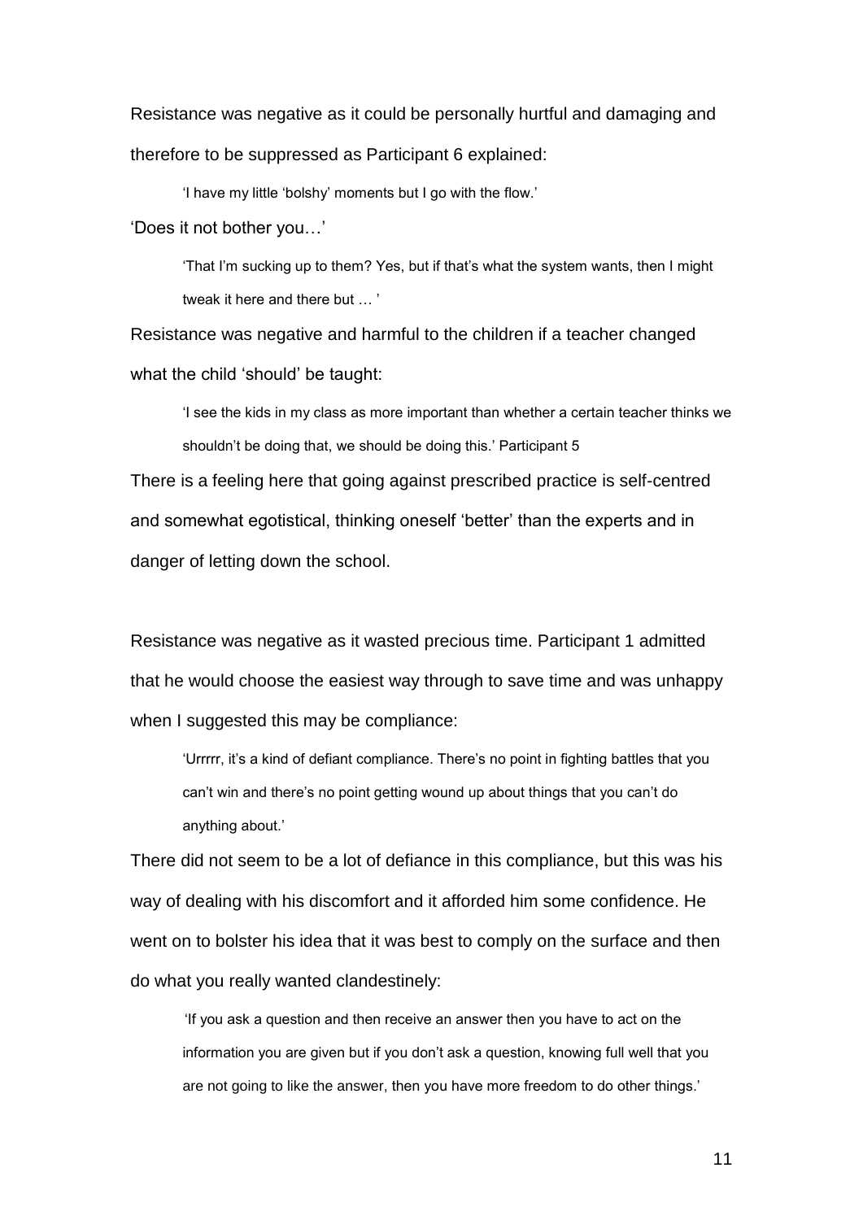Resistance was negative as it could be personally hurtful and damaging and therefore to be suppressed as Participant 6 explained:

> 'I have my little 'bolshy' moments but I go with the flow.'

'Does it not bother you…'

> 'That I'm sucking up to them? Yes, but if that's what the system wants, then I might tweak it here and there but … '

Resistance was negative and harmful to the children if a teacher changed what the child 'should' be taught:

> 'I see the kids in my class as more important than whether a certain teacher thinks we shouldn't be doing that, we should be doing this.' Participant 5

There is a feeling here that going against prescribed practice is self-centred and somewhat egotistical, thinking oneself 'better' than the experts and in danger of letting down the school.

Resistance was negative as it wasted precious time. Participant 1 admitted that he would choose the easiest way through to save time and was unhappy when I suggested this may be compliance:

> 'Urrrrr, it's a kind of defiant compliance. There's no point in fighting battles that you can't win and there's no point getting wound up about things that you can't do anything about.'

There did not seem to be a lot of defiance in this compliance, but this was his way of dealing with his discomfort and it afforded him some confidence. He went on to bolster his idea that it was best to comply on the surface and then do what you really wanted clandestinely:

> 'If you ask a question and then receive an answer then you have to act on the information you are given but if you don't ask a question, knowing full well that you are not going to like the answer, then you have more freedom to do other things.'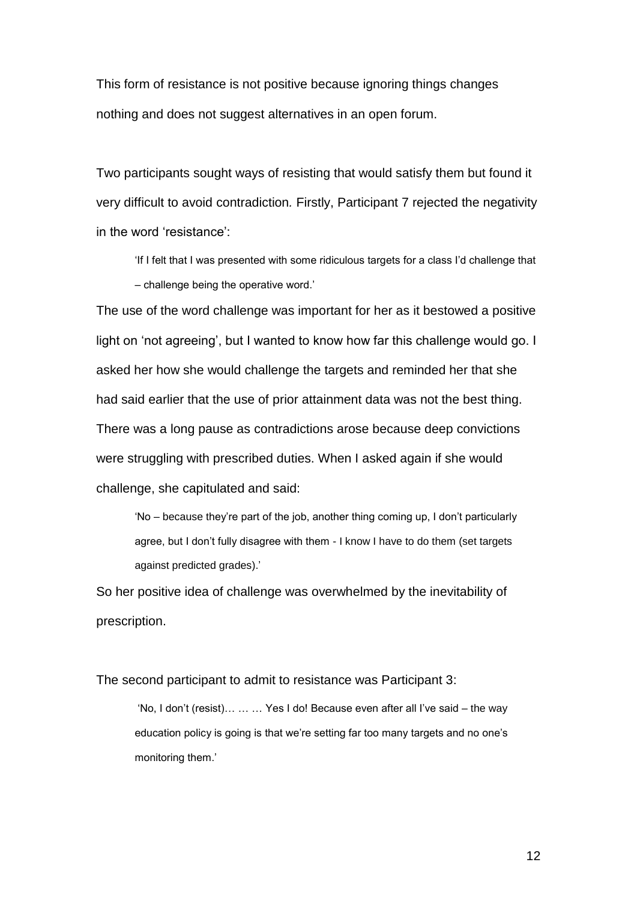This form of resistance is not positive because ignoring things changes nothing and does not suggest alternatives in an open forum.

Two participants sought ways of resisting that would satisfy them but found it very difficult to avoid contradiction. Firstly, Participant 7 rejected the negativity in the word 'resistance':

> 'If I felt that I was presented with some ridiculous targets for a class I'd challenge that – challenge being the operative word.'

The use of the word challenge was important for her as it bestowed a positive light on 'not agreeing', but I wanted to know how far this challenge would go. I asked her how she would challenge the targets and reminded her that she had said earlier that the use of prior attainment data was not the best thing. There was a long pause as contradictions arose because deep convictions were struggling with prescribed duties. When I asked again if she would challenge, she capitulated and said:

> 'No – because they're part of the job, another thing coming up, I don't particularly agree, but I don't fully disagree with them - I know I have to do them (set targets against predicted grades).'

So her positive idea of challenge was overwhelmed by the inevitability of prescription.

The second participant to admit to resistance was Participant 3:

> 'No, I don't (resist)… … … Yes I do! Because even after all I've said – the way education policy is going is that we're setting far too many targets and no one's monitoring them.'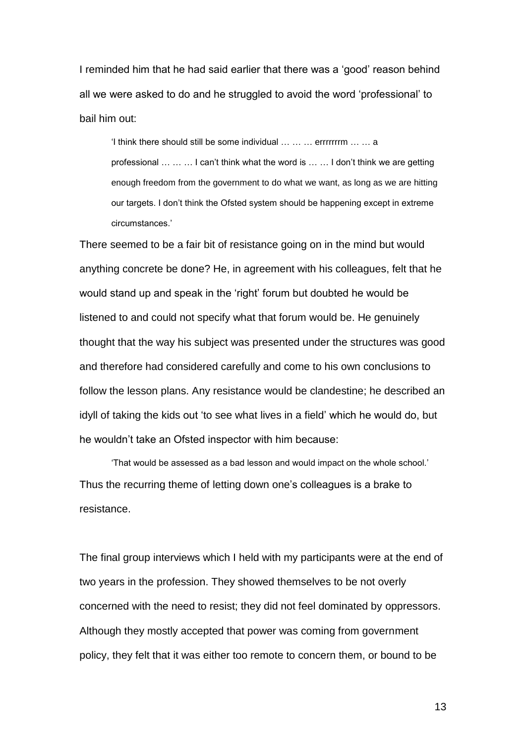I reminded him that he had said earlier that there was a 'good' reason behind all we were asked to do and he struggled to avoid the word 'professional' to bail him out:

> 'I think there should still be some individual … … … errrrrrrm … … a professional … … … I can't think what the word is … … I don't think we are getting enough freedom from the government to do what we want, as long as we are hitting our targets. I don't think the Ofsted system should be happening except in extreme circumstances.'

There seemed to be a fair bit of resistance going on in the mind but would anything concrete be done? He, in agreement with his colleagues, felt that he would stand up and speak in the 'right' forum but doubted he would be listened to and could not specify what that forum would be. He genuinely thought that the way his subject was presented under the structures was good and therefore had considered carefully and come to his own conclusions to follow the lesson plans. Any resistance would be clandestine; he described an idyll of taking the kids out 'to see what lives in a field' which he would do, but he wouldn't take an Ofsted inspector with him because:

> 'That would be assessed as a bad lesson and would impact on the whole school.'

Thus the recurring theme of letting down one's colleagues is a brake to resistance.

The final group interviews which I held with my participants were at the end of two years in the profession. They showed themselves to be not overly concerned with the need to resist; they did not feel dominated by oppressors. Although they mostly accepted that power was coming from government policy, they felt that it was either too remote to concern them, or bound to be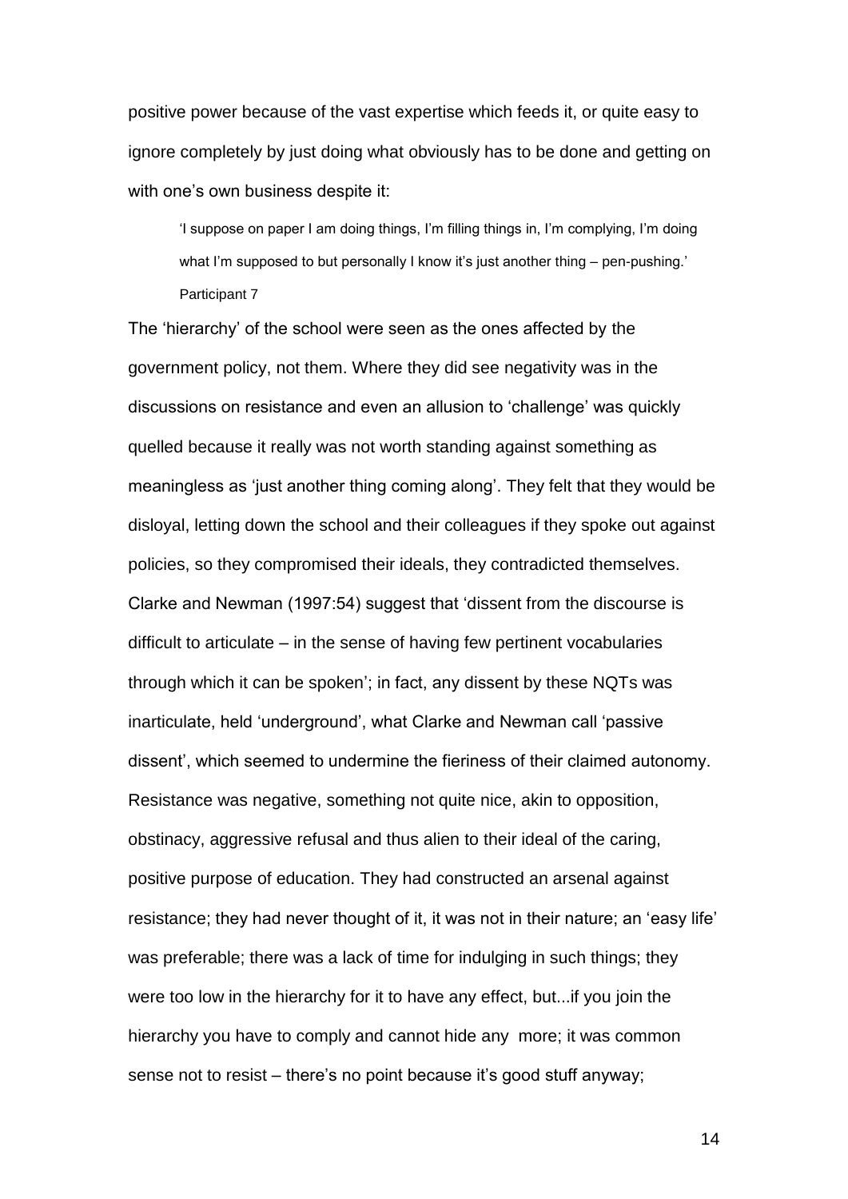positive power because of the vast expertise which feeds it, or quite easy to ignore completely by just doing what obviously has to be done and getting on with one's own business despite it:

> 'I suppose on paper I am doing things, I'm filling things in, I'm complying, I'm doing what I'm supposed to but personally I know it's just another thing – pen-pushing.' Participant 7

The 'hierarchy' of the school were seen as the ones affected by the government policy, not them. Where they did see negativity was in the discussions on resistance and even an allusion to 'challenge' was quickly quelled because it really was not worth standing against something as meaningless as 'just another thing coming along'. They felt that they would be disloyal, letting down the school and their colleagues if they spoke out against policies, so they compromised their ideals, they contradicted themselves. Clarke and Newman (1997:54) suggest that 'dissent from the discourse is difficult to articulate – in the sense of having few pertinent vocabularies through which it can be spoken'; in fact, any dissent by these NQTs was inarticulate, held 'underground', what Clarke and Newman call 'passive dissent', which seemed to undermine the fieriness of their claimed autonomy. Resistance was negative, something not quite nice, akin to opposition, obstinacy, aggressive refusal and thus alien to their ideal of the caring, positive purpose of education. They had constructed an arsenal against resistance; they had never thought of it, it was not in their nature; an 'easy life' was preferable; there was a lack of time for indulging in such things; they were too low in the hierarchy for it to have any effect, but...if you join the hierarchy you have to comply and cannot hide any more; it was common sense not to resist – there's no point because it's good stuff anyway;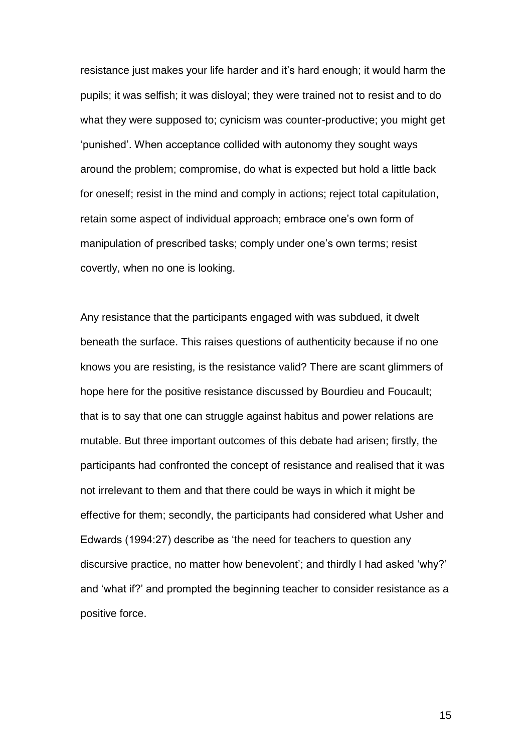resistance just makes your life harder and it's hard enough; it would harm the pupils; it was selfish; it was disloyal; they were trained not to resist and to do what they were supposed to; cynicism was counter-productive; you might get 'punished'. When acceptance collided with autonomy they sought ways around the problem; compromise, do what is expected but hold a little back for oneself; resist in the mind and comply in actions; reject total capitulation, retain some aspect of individual approach; embrace one's own form of manipulation of prescribed tasks; comply under one's own terms; resist covertly, when no one is looking.

Any resistance that the participants engaged with was subdued, it dwelt beneath the surface. This raises questions of authenticity because if no one knows you are resisting, is the resistance valid? There are scant glimmers of hope here for the positive resistance discussed by Bourdieu and Foucault; that is to say that one can struggle against habitus and power relations are mutable. But three important outcomes of this debate had arisen; firstly, the participants had confronted the concept of resistance and realised that it was not irrelevant to them and that there could be ways in which it might be effective for them; secondly, the participants had considered what Usher and Edwards (1994:27) describe as 'the need for teachers to question any discursive practice, no matter how benevolent'; and thirdly I had asked 'why?' and 'what if?' and prompted the beginning teacher to consider resistance as a positive force.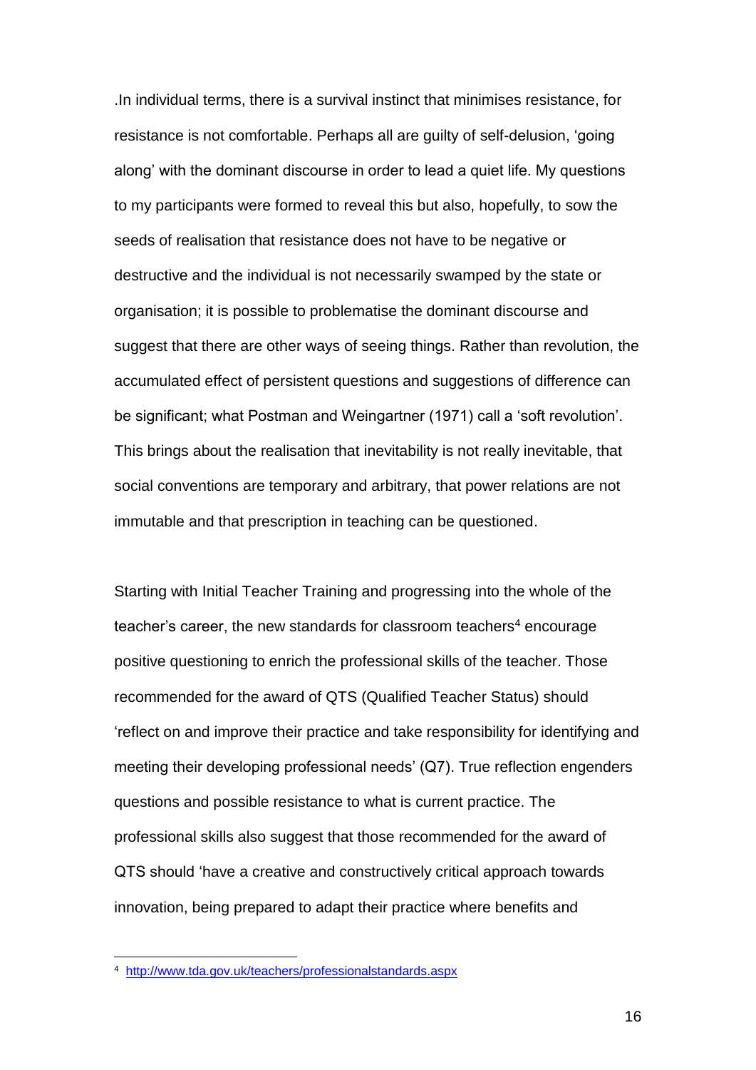.In individual terms, there is a survival instinct that minimises resistance, for resistance is not comfortable. Perhaps all are guilty of self-delusion, 'going along' with the dominant discourse in order to lead a quiet life. My questions to my participants were formed to reveal this but also, hopefully, to sow the seeds of realisation that resistance does not have to be negative or destructive and the individual is not necessarily swamped by the state or organisation; it is possible to problematise the dominant discourse and suggest that there are other ways of seeing things. Rather than revolution, the accumulated effect of persistent questions and suggestions of difference can be significant; what Postman and Weingartner (1971) call a 'soft revolution'. This brings about the realisation that inevitability is not really inevitable, that social conventions are temporary and arbitrary, that power relations are not immutable and that prescription in teaching can be questioned.

Starting with Initial Teacher Training and progressing into the whole of the teacher's career, the new standards for classroom teachers[4] encourage positive questioning to enrich the professional skills of the teacher. Those recommended for the award of QTS (Qualified Teacher Status) should 'reflect on and improve their practice and take responsibility for identifying and meeting their developing professional needs' (Q7). True reflection engenders questions and possible resistance to what is current practice. The professional skills also suggest that those recommended for the award of QTS should 'have a creative and constructively critical approach towards innovation, being prepared to adapt their practice where benefits and

[4] http://www.tda.gov.uk/teachers/professionalstandards.aspx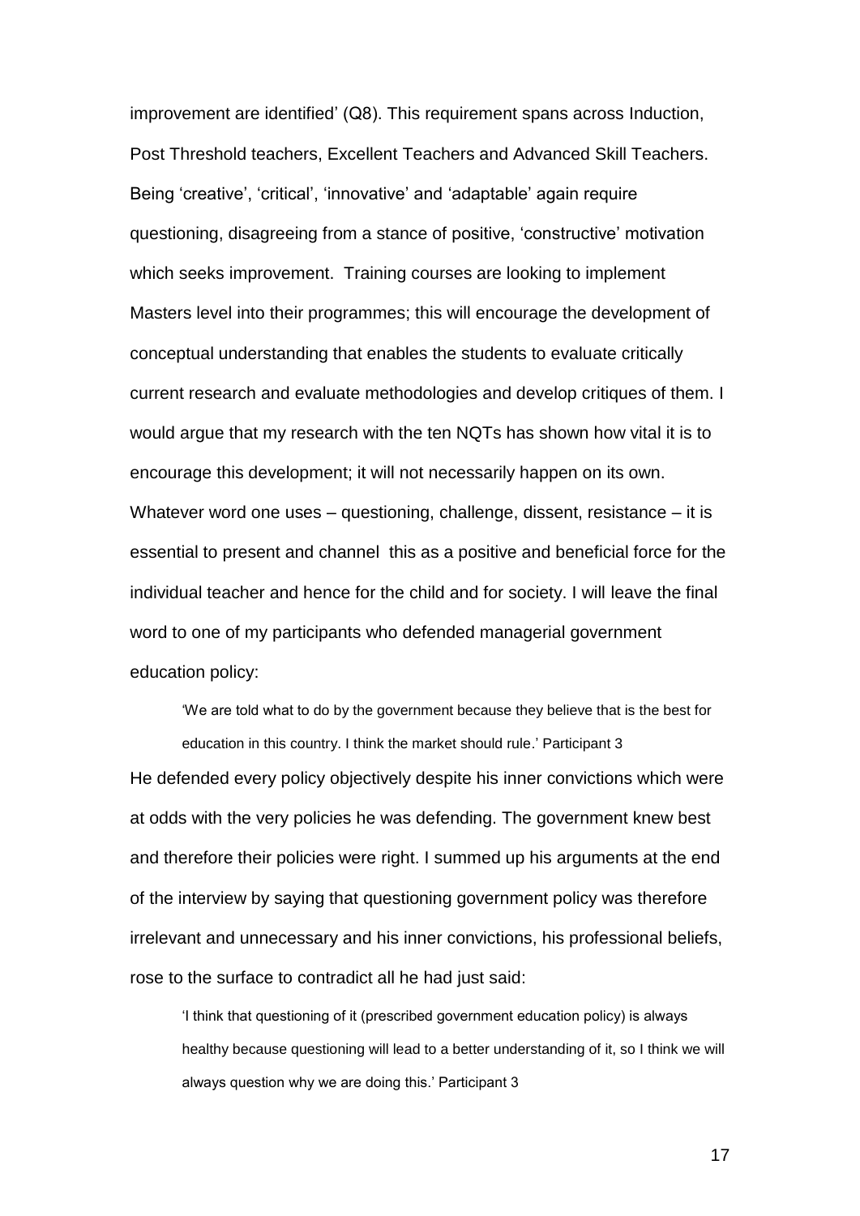improvement are identified' (Q8). This requirement spans across Induction, Post Threshold teachers, Excellent Teachers and Advanced Skill Teachers. Being 'creative', 'critical', 'innovative' and 'adaptable' again require questioning, disagreeing from a stance of positive, 'constructive' motivation which seeks improvement. Training courses are looking to implement Masters level into their programmes; this will encourage the development of conceptual understanding that enables the students to evaluate critically current research and evaluate methodologies and develop critiques of them. I would argue that my research with the ten NQTs has shown how vital it is to encourage this development; it will not necessarily happen on its own. Whatever word one uses – questioning, challenge, dissent, resistance – it is essential to present and channel this as a positive and beneficial force for the individual teacher and hence for the child and for society. I will leave the final word to one of my participants who defended managerial government education policy:

> 'We are told what to do by the government because they believe that is the best for education in this country. I think the market should rule.' Participant 3

He defended every policy objectively despite his inner convictions which were at odds with the very policies he was defending. The government knew best and therefore their policies were right. I summed up his arguments at the end of the interview by saying that questioning government policy was therefore irrelevant and unnecessary and his inner convictions, his professional beliefs, rose to the surface to contradict all he had just said:

> 'I think that questioning of it (prescribed government education policy) is always healthy because questioning will lead to a better understanding of it, so I think we will always question why we are doing this.' Participant 3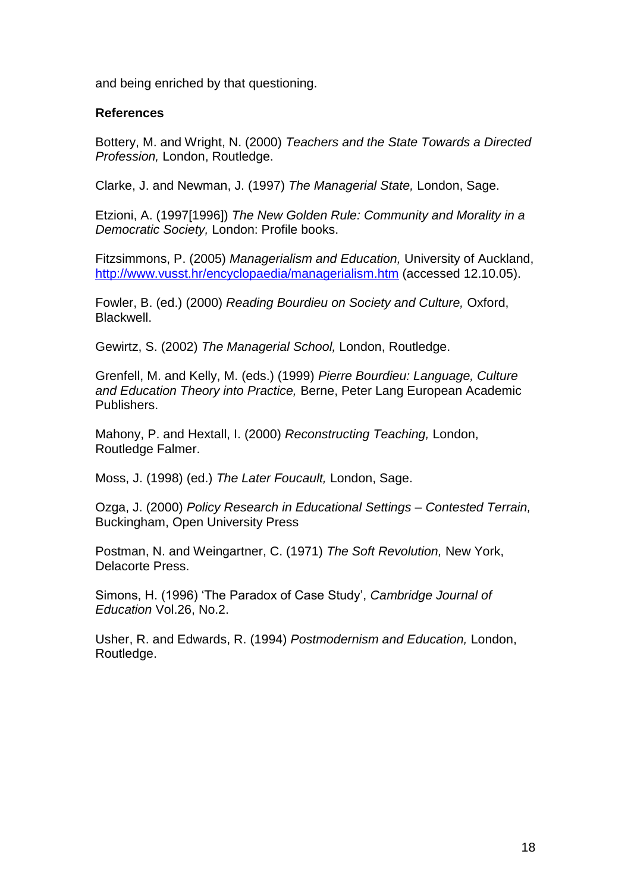and being enriched by that questioning.

**References**

Bottery, M. and Wright, N. (2000) *Teachers and the State Towards a Directed Profession,* London, Routledge.

Clarke, J. and Newman, J. (1997) *The Managerial State,* London, Sage.

Etzioni, A. (1997[1996]) *The New Golden Rule: Community and Morality in a Democratic Society,* London: Profile books.

Fitzsimmons, P. (2005) *Managerialism and Education,* University of Auckland, http://www.vusst.hr/encyclopaedia/managerialism.htm (accessed 12.10.05).

Fowler, B. (ed.) (2000) *Reading Bourdieu on Society and Culture,* Oxford, Blackwell.

Gewirtz, S. (2002) *The Managerial School,* London, Routledge.

Grenfell, M. and Kelly, M. (eds.) (1999) *Pierre Bourdieu: Language, Culture and Education Theory into Practice,* Berne, Peter Lang European Academic Publishers.

Mahony, P. and Hextall, I. (2000) *Reconstructing Teaching,* London, Routledge Falmer.

Moss, J. (1998) (ed.) *The Later Foucault,* London, Sage.

Ozga, J. (2000) *Policy Research in Educational Settings – Contested Terrain,* Buckingham, Open University Press

Postman, N. and Weingartner, C. (1971) *The Soft Revolution,* New York, Delacorte Press.

Simons, H. (1996) 'The Paradox of Case Study', *Cambridge Journal of Education* Vol.26, No.2.

Usher, R. and Edwards, R. (1994) *Postmodernism and Education,* London, Routledge.